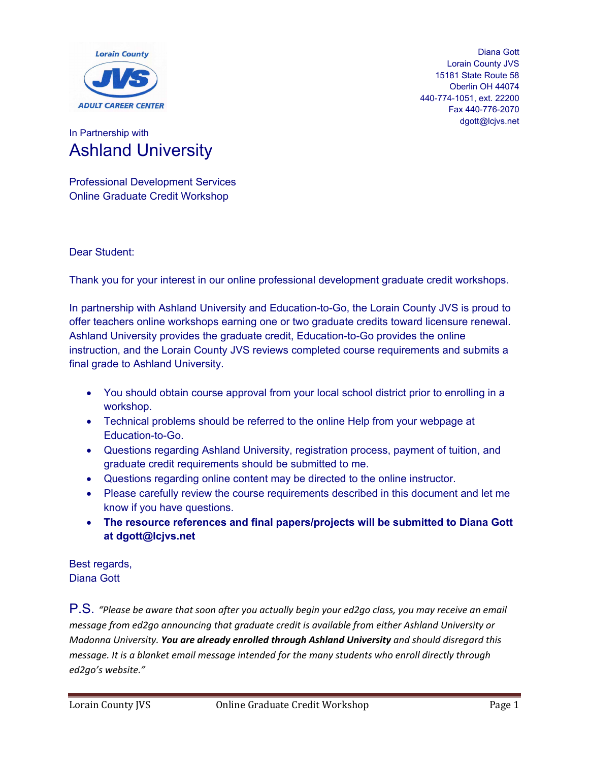Lorain County
JVS
ADULT CAREER CENTER

Diana Gott
Lorain County JVS
15181 State Route 58
Oberlin OH 44074
440-774-1051, ext. 22200
Fax 440-776-2070
dgott@lcjvs.net

In Partnership with

# Ashland University

Professional Development Services
Online Graduate Credit Workshop

Dear Student:

Thank you for your interest in our online professional development graduate credit workshops.

In partnership with Ashland University and Education-to-Go, the Lorain County JVS is proud to offer teachers online workshops earning one or two graduate credits toward licensure renewal. Ashland University provides the graduate credit, Education-to-Go provides the online instruction, and the Lorain County JVS reviews completed course requirements and submits a final grade to Ashland University.

- You should obtain course approval from your local school district prior to enrolling in a workshop.
- Technical problems should be referred to the online Help from your webpage at Education-to-Go.
- Questions regarding Ashland University, registration process, payment of tuition, and graduate credit requirements should be submitted to me.
- Questions regarding online content may be directed to the online instructor.
- Please carefully review the course requirements described in this document and let me know if you have questions.
- **The resource references and final papers/projects will be submitted to Diana Gott at dgott@lcjvs.net**

Best regards,
Diana Gott

P.S. *"Please be aware that soon after you actually begin your ed2go class, you may receive an email message from ed2go announcing that graduate credit is available from either Ashland University or Madonna University.* ***You are already enrolled through Ashland University*** *and should disregard this message. It is a blanket email message intended for the many students who enroll directly through ed2go's website."*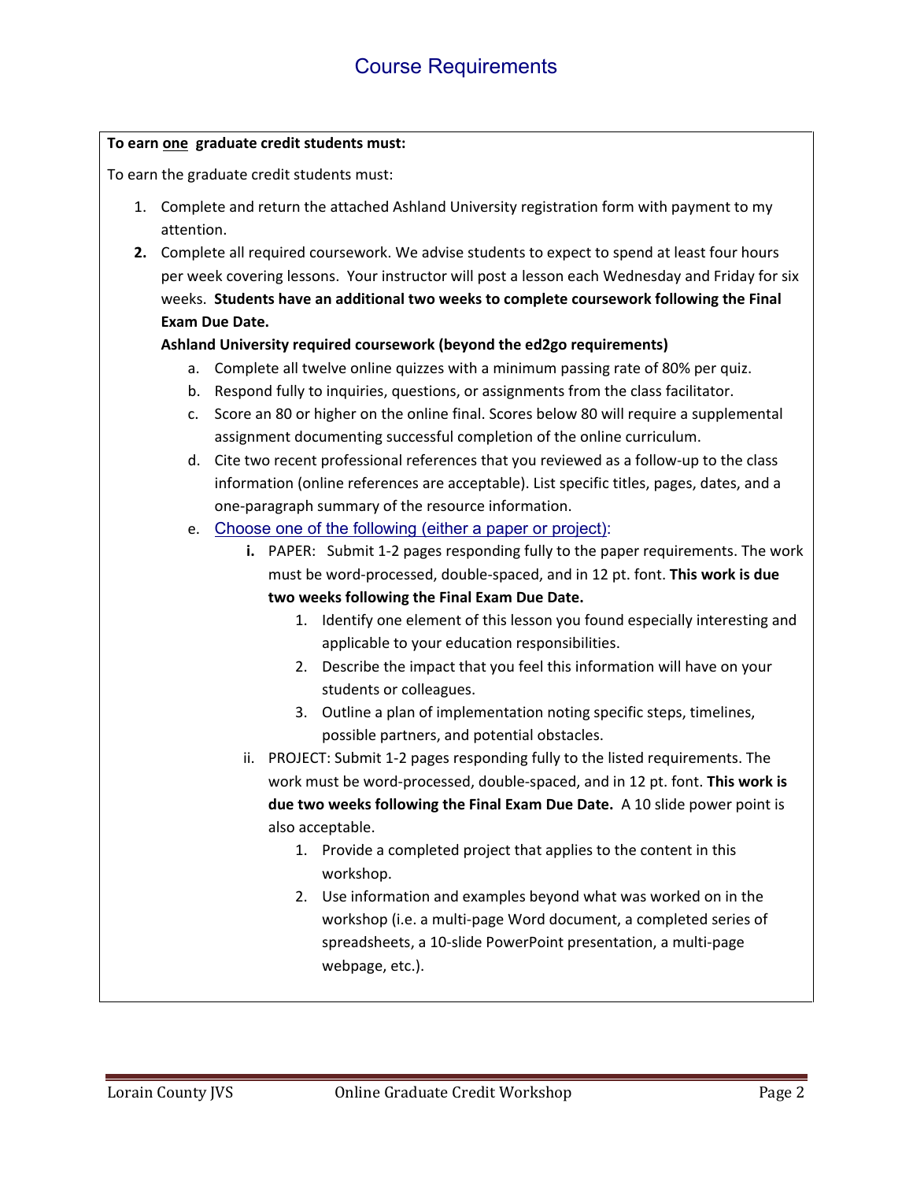# Course Requirements

**To earn <u>one</u> graduate credit students must:**

To earn the graduate credit students must:

1. Complete and return the attached Ashland University registration form with payment to my attention.
2. Complete all required coursework. We advise students to expect to spend at least four hours per week covering lessons. Your instructor will post a lesson each Wednesday and Friday for six weeks. **Students have an additional two weeks to complete coursework following the Final Exam Due Date.**

   **Ashland University required coursework (beyond the ed2go requirements)**

   a. Complete all twelve online quizzes with a minimum passing rate of 80% per quiz.
   b. Respond fully to inquiries, questions, or assignments from the class facilitator.
   c. Score an 80 or higher on the online final. Scores below 80 will require a supplemental assignment documenting successful completion of the online curriculum.
   d. Cite two recent professional references that you reviewed as a follow-up to the class information (online references are acceptable). List specific titles, pages, dates, and a one-paragraph summary of the resource information.
   e. Choose one of the following (either a paper or project):
      i. PAPER: Submit 1-2 pages responding fully to the paper requirements. The work must be word-processed, double-spaced, and in 12 pt. font. **This work is due two weeks following the Final Exam Due Date.**
         1. Identify one element of this lesson you found especially interesting and applicable to your education responsibilities.
         2. Describe the impact that you feel this information will have on your students or colleagues.
         3. Outline a plan of implementation noting specific steps, timelines, possible partners, and potential obstacles.

      ii. PROJECT: Submit 1-2 pages responding fully to the listed requirements. The work must be word-processed, double-spaced, and in 12 pt. font. **This work is due two weeks following the Final Exam Due Date.** A 10 slide power point is also acceptable.
         1. Provide a completed project that applies to the content in this workshop.
         2. Use information and examples beyond what was worked on in the workshop (i.e. a multi-page Word document, a completed series of spreadsheets, a 10-slide PowerPoint presentation, a multi-page webpage, etc.).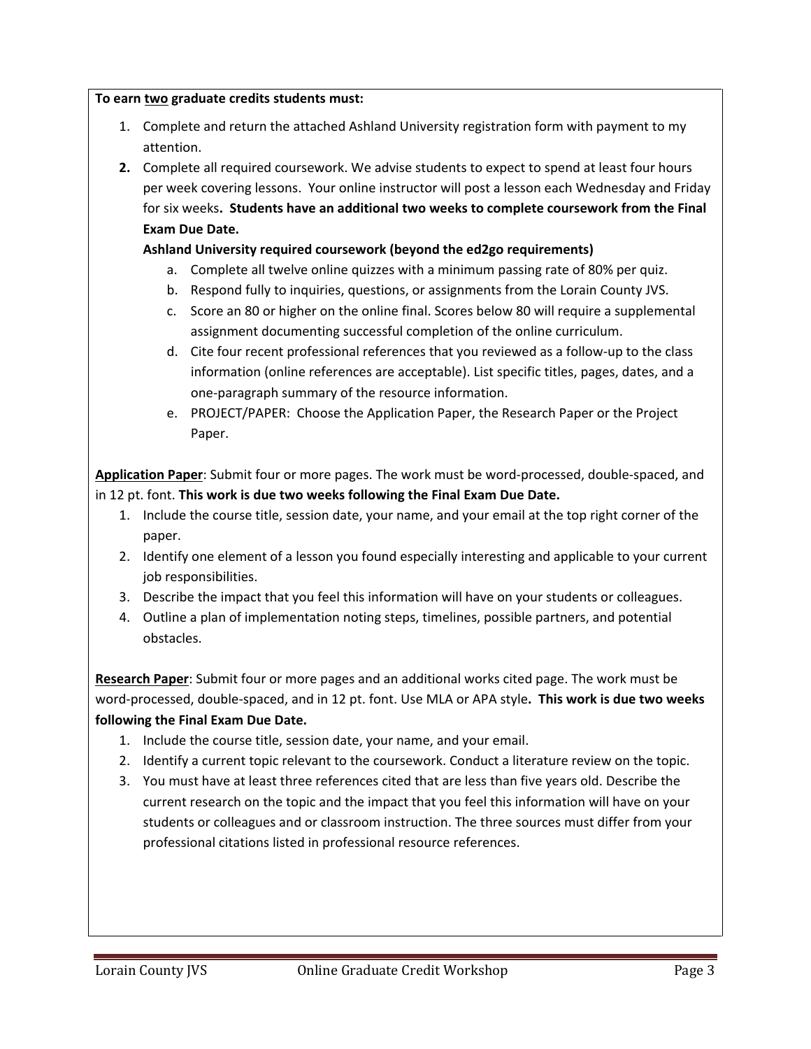**To earn <u>two</u> graduate credits students must:**

1. Complete and return the attached Ashland University registration form with payment to my attention.
2. Complete all required coursework. We advise students to expect to spend at least four hours per week covering lessons. Your online instructor will post a lesson each Wednesday and Friday for six weeks**. Students have an additional two weeks to complete coursework from the Final Exam Due Date.**

   **Ashland University required coursework (beyond the ed2go requirements)**

   a. Complete all twelve online quizzes with a minimum passing rate of 80% per quiz.
   b. Respond fully to inquiries, questions, or assignments from the Lorain County JVS.
   c. Score an 80 or higher on the online final. Scores below 80 will require a supplemental assignment documenting successful completion of the online curriculum.
   d. Cite four recent professional references that you reviewed as a follow-up to the class information (online references are acceptable). List specific titles, pages, dates, and a one-paragraph summary of the resource information.
   e. PROJECT/PAPER: Choose the Application Paper, the Research Paper or the Project Paper.

**<u>Application Paper</u>**: Submit four or more pages. The work must be word-processed, double-spaced, and in 12 pt. font. **This work is due two weeks following the Final Exam Due Date.**

1. Include the course title, session date, your name, and your email at the top right corner of the paper.
2. Identify one element of a lesson you found especially interesting and applicable to your current job responsibilities.
3. Describe the impact that you feel this information will have on your students or colleagues.
4. Outline a plan of implementation noting steps, timelines, possible partners, and potential obstacles.

**<u>Research Paper</u>**: Submit four or more pages and an additional works cited page. The work must be word-processed, double-spaced, and in 12 pt. font. Use MLA or APA style**. This work is due two weeks following the Final Exam Due Date.**

1. Include the course title, session date, your name, and your email.
2. Identify a current topic relevant to the coursework. Conduct a literature review on the topic.
3. You must have at least three references cited that are less than five years old. Describe the current research on the topic and the impact that you feel this information will have on your students or colleagues and or classroom instruction. The three sources must differ from your professional citations listed in professional resource references.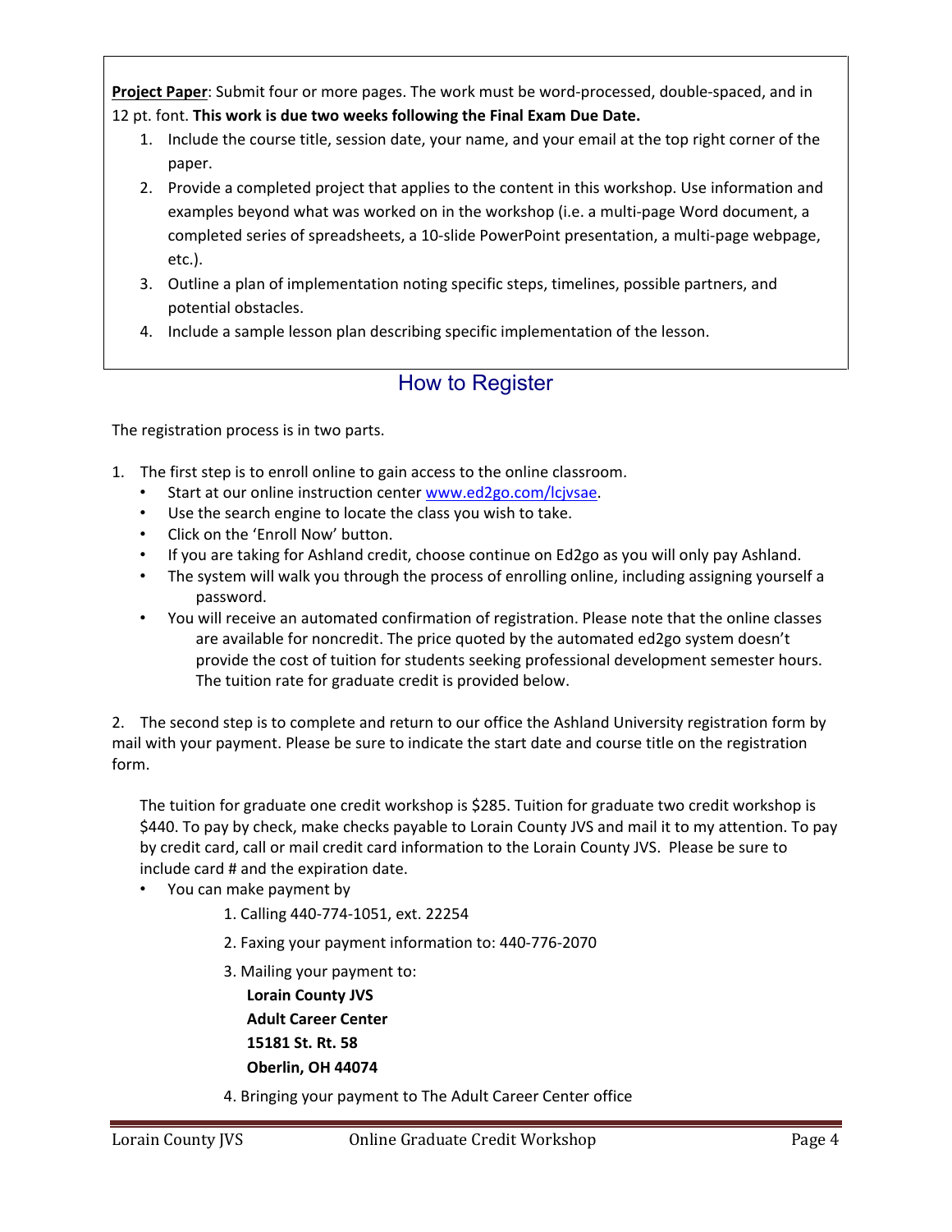**<u>Project Paper</u>**: Submit four or more pages. The work must be word-processed, double-spaced, and in 12 pt. font. **This work is due two weeks following the Final Exam Due Date.**

1. Include the course title, session date, your name, and your email at the top right corner of the paper.
2. Provide a completed project that applies to the content in this workshop. Use information and examples beyond what was worked on in the workshop (i.e. a multi-page Word document, a completed series of spreadsheets, a 10-slide PowerPoint presentation, a multi-page webpage, etc.).
3. Outline a plan of implementation noting specific steps, timelines, possible partners, and potential obstacles.
4. Include a sample lesson plan describing specific implementation of the lesson.

## How to Register

The registration process is in two parts.

1. The first step is to enroll online to gain access to the online classroom.
   - Start at our online instruction center www.ed2go.com/lcjvsae.
   - Use the search engine to locate the class you wish to take.
   - Click on the 'Enroll Now' button.
   - If you are taking for Ashland credit, choose continue on Ed2go as you will only pay Ashland.
   - The system will walk you through the process of enrolling online, including assigning yourself a password.
   - You will receive an automated confirmation of registration. Please note that the online classes are available for noncredit. The price quoted by the automated ed2go system doesn't provide the cost of tuition for students seeking professional development semester hours. The tuition rate for graduate credit is provided below.

2. The second step is to complete and return to our office the Ashland University registration form by mail with your payment. Please be sure to indicate the start date and course title on the registration form.

   The tuition for graduate one credit workshop is $285. Tuition for graduate two credit workshop is $440. To pay by check, make checks payable to Lorain County JVS and mail it to my attention. To pay by credit card, call or mail credit card information to the Lorain County JVS. Please be sure to include card # and the expiration date.

   - You can make payment by
     1. Calling 440-774-1051, ext. 22254
     2. Faxing your payment information to: 440-776-2070
     3. Mailing your payment to:
        **Lorain County JVS**
        **Adult Career Center**
        **15181 St. Rt. 58**
        **Oberlin, OH 44074**
     4. Bringing your payment to The Adult Career Center office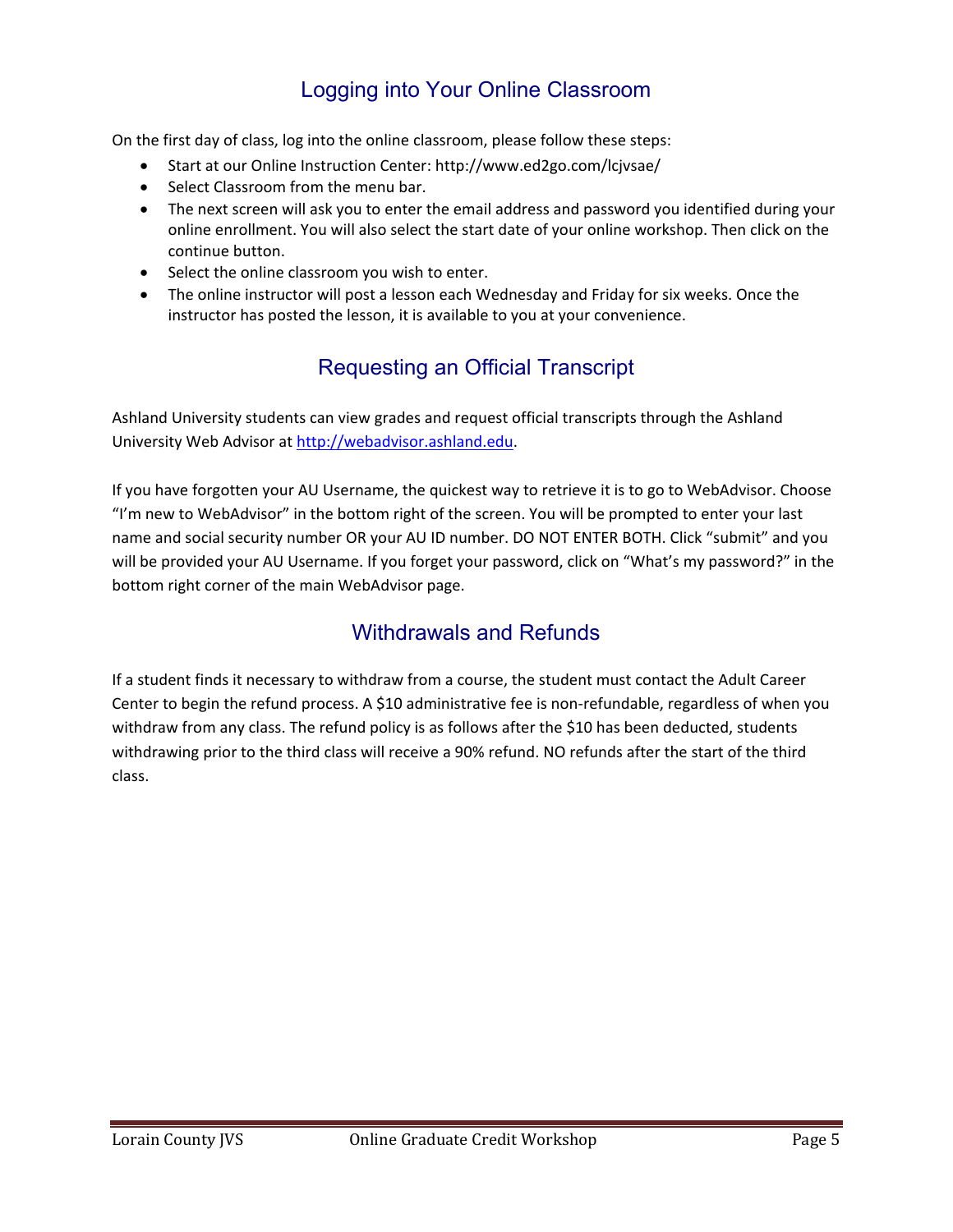## Logging into Your Online Classroom

On the first day of class, log into the online classroom, please follow these steps:

- Start at our Online Instruction Center: http://www.ed2go.com/lcjvsae/
- Select Classroom from the menu bar.
- The next screen will ask you to enter the email address and password you identified during your online enrollment. You will also select the start date of your online workshop. Then click on the continue button.
- Select the online classroom you wish to enter.
- The online instructor will post a lesson each Wednesday and Friday for six weeks. Once the instructor has posted the lesson, it is available to you at your convenience.

## Requesting an Official Transcript

Ashland University students can view grades and request official transcripts through the Ashland University Web Advisor at http://webadvisor.ashland.edu.

If you have forgotten your AU Username, the quickest way to retrieve it is to go to WebAdvisor. Choose "I'm new to WebAdvisor" in the bottom right of the screen. You will be prompted to enter your last name and social security number OR your AU ID number. DO NOT ENTER BOTH. Click "submit" and you will be provided your AU Username. If you forget your password, click on "What's my password?" in the bottom right corner of the main WebAdvisor page.

## Withdrawals and Refunds

If a student finds it necessary to withdraw from a course, the student must contact the Adult Career Center to begin the refund process. A $10 administrative fee is non-refundable, regardless of when you withdraw from any class. The refund policy is as follows after the $10 has been deducted, students withdrawing prior to the third class will receive a 90% refund. NO refunds after the start of the third class.